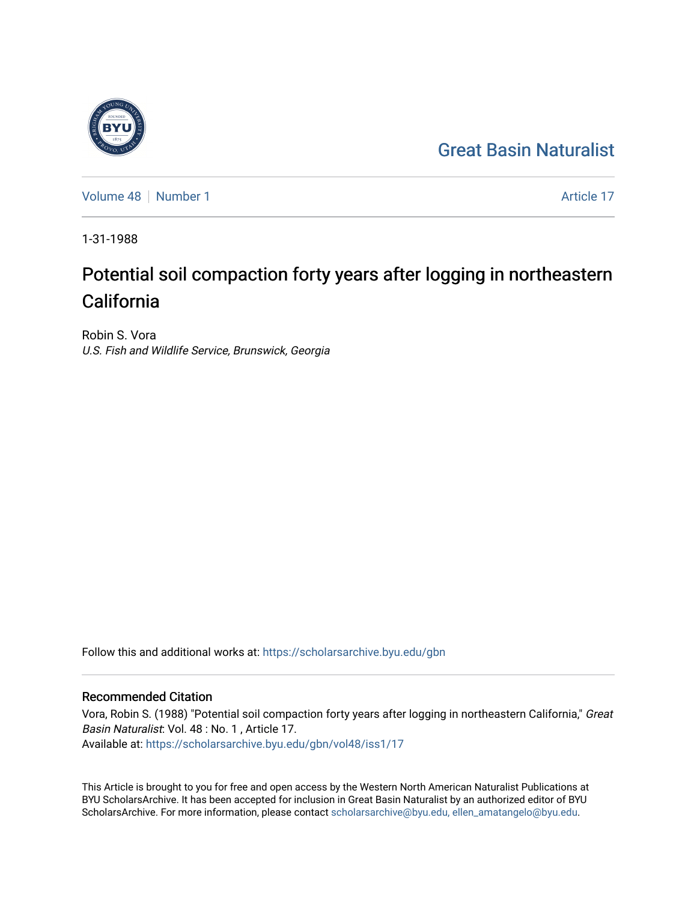Great Basin Naturalist

Volume 48 | Number 1 Article 17

1-31-1988

# Potential soil compaction forty years after logging in northeastern California

Robin S. Vora
*U.S. Fish and Wildlife Service, Brunswick, Georgia*

Follow this and additional works at: https://scholarsarchive.byu.edu/gbn

## Recommended Citation

Vora, Robin S. (1988) "Potential soil compaction forty years after logging in northeastern California," *Great Basin Naturalist*: Vol. 48 : No. 1 , Article 17.
Available at: https://scholarsarchive.byu.edu/gbn/vol48/iss1/17

This Article is brought to you for free and open access by the Western North American Naturalist Publications at BYU ScholarsArchive. It has been accepted for inclusion in Great Basin Naturalist by an authorized editor of BYU ScholarsArchive. For more information, please contact scholarsarchive@byu.edu, ellen_amatangelo@byu.edu.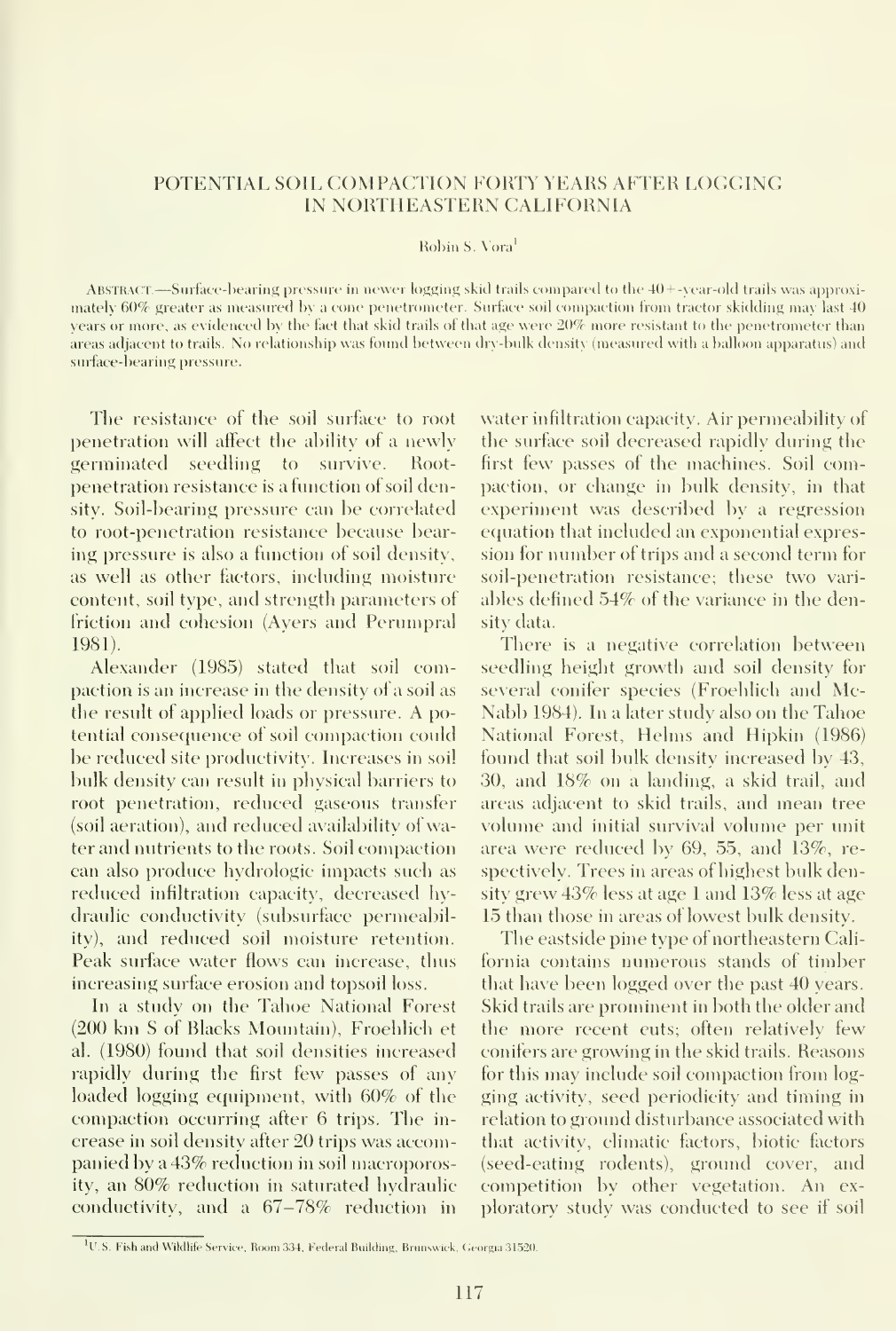## POTENTIAL SOIL COMPACTION FORTY YEARS AFTER LOGGING IN NORTHEASTERN CALIFORNIA

Robin S. Vora[1]

ABSTRACT.—Surface-bearing pressure in newer logging skid trails compared to the 40+-year-old trails was approximately 60% greater as measured by a cone penetrometer. Surface soil compaction from tractor skidding may last 40 years or more, as evidenced by the fact that skid trails of that age were 20% more resistant to the penetrometer than areas adjacent to trails. No relationship was found between dry-bulk density (measured with a balloon apparatus) and surface-bearing pressure.

The resistance of the soil surface to root penetration will affect the ability of a newly germinated seedling to survive. Root-penetration resistance is a function of soil density. Soil-bearing pressure can be correlated to root-penetration resistance because bearing pressure is also a function of soil density, as well as other factors, including moisture content, soil type, and strength parameters of friction and cohesion (Ayers and Perumpral 1981).

Alexander (1985) stated that soil compaction is an increase in the density of a soil as the result of applied loads or pressure. A potential consequence of soil compaction could be reduced site productivity. Increases in soil bulk density can result in physical barriers to root penetration, reduced gaseous transfer (soil aeration), and reduced availability of water and nutrients to the roots. Soil compaction can also produce hydrologic impacts such as reduced infiltration capacity, decreased hydraulic conductivity (subsurface permeability), and reduced soil moisture retention. Peak surface water flows can increase, thus increasing surface erosion and topsoil loss.

In a study on the Tahoe National Forest (200 km S of Blacks Mountain), Froehlich et al. (1980) found that soil densities increased rapidly during the first few passes of any loaded logging equipment, with 60% of the compaction occurring after 6 trips. The increase in soil density after 20 trips was accompanied by a 43% reduction in soil macroporosity, an 80% reduction in saturated hydraulic conductivity, and a 67–78% reduction in water infiltration capacity. Air permeability of the surface soil decreased rapidly during the first few passes of the machines. Soil compaction, or change in bulk density, in that experiment was described by a regression equation that included an exponential expression for number of trips and a second term for soil-penetration resistance; these two variables defined 54% of the variance in the density data.

There is a negative correlation between seedling height growth and soil density for several conifer species (Froehlich and McNabb 1984). In a later study also on the Tahoe National Forest, Helms and Hipkin (1986) found that soil bulk density increased by 43, 30, and 18% on a landing, a skid trail, and areas adjacent to skid trails, and mean tree volume and initial survival volume per unit area were reduced by 69, 55, and 13%, respectively. Trees in areas of highest bulk density grew 43% less at age 1 and 13% less at age 15 than those in areas of lowest bulk density.

The eastside pine type of northeastern California contains numerous stands of timber that have been logged over the past 40 years. Skid trails are prominent in both the older and the more recent cuts; often relatively few conifers are growing in the skid trails. Reasons for this may include soil compaction from logging activity, seed periodicity and timing in relation to ground disturbance associated with that activity, climatic factors, biotic factors (seed-eating rodents), ground cover, and competition by other vegetation. An exploratory study was conducted to see if soil

[1] U.S. Fish and Wildlife Service, Room 334, Federal Building, Brunswick, Georgia 31520.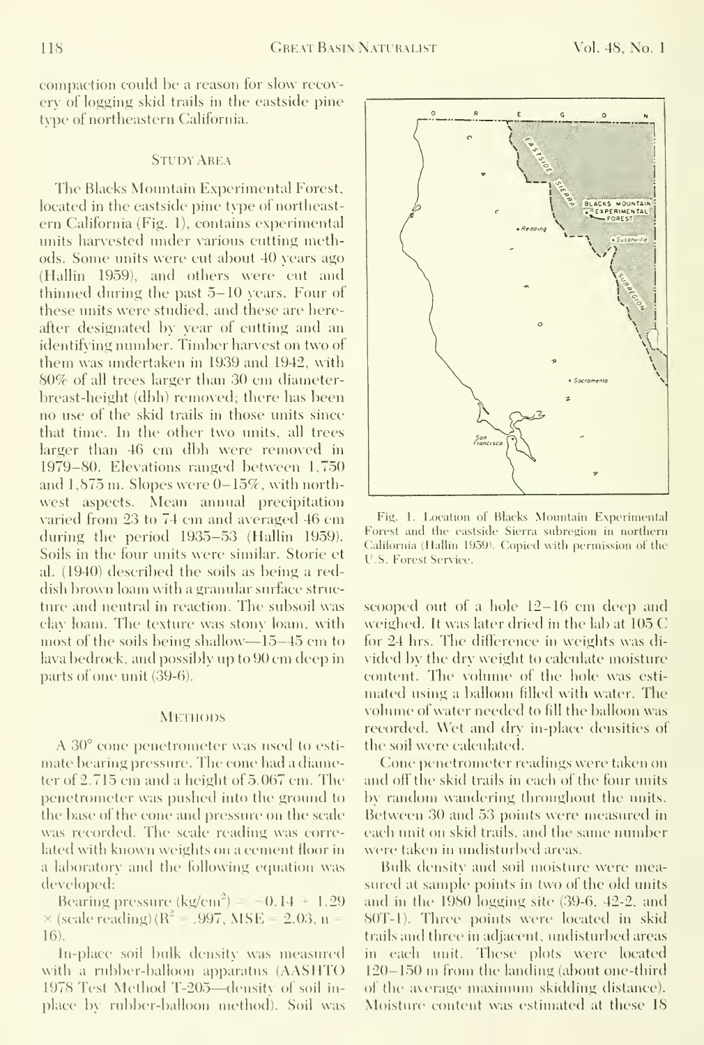compaction could be a reason for slow recovery of logging skid trails in the eastside pine type of northeastern California.

## Study Area

The Blacks Mountain Experimental Forest, located in the eastside pine type of northeastern California (Fig. 1), contains experimental units harvested under various cutting methods. Some units were cut about 40 years ago (Hallin 1959), and others were cut and thinned during the past 5–10 years. Four of these units were studied, and these are hereafter designated by year of cutting and an identifying number. Timber harvest on two of them was undertaken in 1939 and 1942, with 80% of all trees larger than 30 cm diameter-breast-height (dbh) removed; there has been no use of the skid trails in those units since that time. In the other two units, all trees larger than 46 cm dbh were removed in 1979–80. Elevations ranged between 1,750 and 1,875 m. Slopes were 0–15%, with northwest aspects. Mean annual precipitation varied from 23 to 74 cm and averaged 46 cm during the period 1935–53 (Hallin 1959). Soils in the four units were similar. Storie et al. (1940) described the soils as being a reddish brown loam with a granular surface structure and neutral in reaction. The subsoil was clay loam. The texture was stony loam, with most of the soils being shallow—15–45 cm to lava bedrock, and possibly up to 90 cm deep in parts of one unit (39-6).

Fig. 1. Location of Blacks Mountain Experimental Forest and the eastside Sierra subregion in northern California (Hallin 1959). Copied with permission of the U.S. Forest Service.

## Methods

A 30° cone penetrometer was used to estimate bearing pressure. The cone had a diameter of 2.715 cm and a height of 5.067 cm. The penetrometer was pushed into the ground to the base of the cone and pressure on the scale was recorded. The scale reading was correlated with known weights on a cement floor in a laboratory and the following equation was developed:

Bearing pressure ($kg/cm^2$) = $-0.14 + 1.29 \times$ (scale reading) ($R^2 = .997$, MSE = 2.03, $n = 16$).

In-place soil bulk density was measured with a rubber-balloon apparatus (AASHTO 1978 Test Method T-205—density of soil in-place by rubber-balloon method). Soil was scooped out of a hole 12–16 cm deep and weighed. It was later dried in the lab at 105 C for 24 hrs. The difference in weights was divided by the dry weight to calculate moisture content. The volume of the hole was estimated using a balloon filled with water. The volume of water needed to fill the balloon was recorded. Wet and dry in-place densities of the soil were calculated.

Cone penetrometer readings were taken on and off the skid trails in each of the four units by random wandering throughout the units. Between 30 and 53 points were measured in each unit on skid trails, and the same number were taken in undisturbed areas.

Bulk density and soil moisture were measured at sample points in two of the old units and in the 1980 logging site (39-6, 42-2, and 80T-1). Three points were located in skid trails and three in adjacent, undisturbed areas in each unit. These plots were located 120–150 m from the landing (about one-third of the average maximum skidding distance). Moisture content was estimated at these 18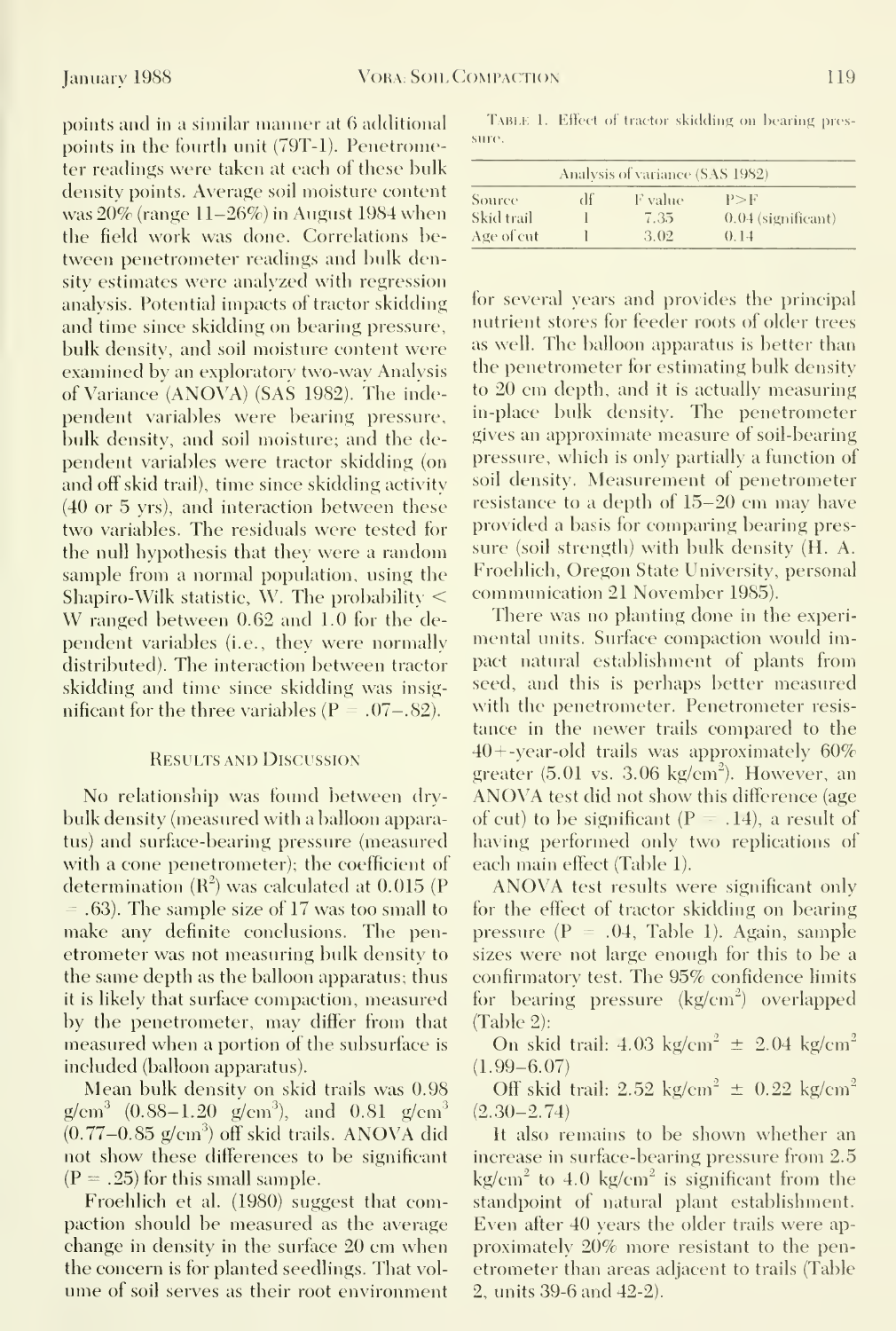points and in a similar manner at 6 additional points in the fourth unit (79T-1). Penetrometer readings were taken at each of these bulk density points. Average soil moisture content was 20% (range 11–26%) in August 1984 when the field work was done. Correlations between penetrometer readings and bulk density estimates were analyzed with regression analysis. Potential impacts of tractor skidding and time since skidding on bearing pressure, bulk density, and soil moisture content were examined by an exploratory two-way Analysis of Variance (ANOVA) (SAS 1982). The independent variables were bearing pressure, bulk density, and soil moisture; and the dependent variables were tractor skidding (on and off skid trail), time since skidding activity (40 or 5 yrs), and interaction between these two variables. The residuals were tested for the null hypothesis that they were a random sample from a normal population, using the Shapiro-Wilk statistic, W. The probability < W ranged between 0.62 and 1.0 for the dependent variables (i.e., they were normally distributed). The interaction between tractor skidding and time since skidding was insignificant for the three variables ($P = .07–.82$).

## Results and Discussion

No relationship was found between dry-bulk density (measured with a balloon apparatus) and surface-bearing pressure (measured with a cone penetrometer); the coefficient of determination ($R^2$) was calculated at 0.015 ($P = .63$). The sample size of 17 was too small to make any definite conclusions. The penetrometer was not measuring bulk density to the same depth as the balloon apparatus; thus it is likely that surface compaction, measured by the penetrometer, may differ from that measured when a portion of the subsurface is included (balloon apparatus).

Mean bulk density on skid trails was 0.98 $g/cm^3$ (0.88–1.20 $g/cm^3$), and 0.81 $g/cm^3$ (0.77–0.85 $g/cm^3$) off skid trails. ANOVA did not show these differences to be significant ($P = .25$) for this small sample.

Froehlich et al. (1980) suggest that compaction should be measured as the average change in density in the surface 20 cm when the concern is for planted seedlings. That volume of soil serves as their root environment for several years and provides the principal nutrient stores for feeder roots of older trees as well. The balloon apparatus is better than the penetrometer for estimating bulk density to 20 cm depth, and it is actually measuring in-place bulk density. The penetrometer gives an approximate measure of soil-bearing pressure, which is only partially a function of soil density. Measurement of penetrometer resistance to a depth of 15–20 cm may have provided a basis for comparing bearing pressure (soil strength) with bulk density (H. A. Froehlich, Oregon State University, personal communication 21 November 1985).

Table 1. Effect of tractor skidding on bearing pressure.

| Analysis of variance (SAS 1982) | | | |
|---|---|---|---|
| Source | df | F value | P>F |
| Skid trail | 1 | 7.35 | 0.04 (significant) |
| Age of cut | 1 | 3.02 | 0.14 |

There was no planting done in the experimental units. Surface compaction would impact natural establishment of plants from seed, and this is perhaps better measured with the penetrometer. Penetrometer resistance in the newer trails compared to the 40+-year-old trails was approximately 60% greater (5.01 vs. 3.06 $kg/cm^2$). However, an ANOVA test did not show this difference (age of cut) to be significant ($P = .14$), a result of having performed only two replications of each main effect (Table 1).

ANOVA test results were significant only for the effect of tractor skidding on bearing pressure ($P = .04$, Table 1). Again, sample sizes were not large enough for this to be a confirmatory test. The 95% confidence limits for bearing pressure ($kg/cm^2$) overlapped (Table 2):

On skid trail: 4.03 $kg/cm^2$ ± 2.04 $kg/cm^2$ (1.99–6.07)

Off skid trail: 2.52 $kg/cm^2$ ± 0.22 $kg/cm^2$ (2.30–2.74)

It also remains to be shown whether an increase in surface-bearing pressure from 2.5 $kg/cm^2$ to 4.0 $kg/cm^2$ is significant from the standpoint of natural plant establishment. Even after 40 years the older trails were approximately 20% more resistant to the penetrometer than areas adjacent to trails (Table 2, units 39-6 and 42-2).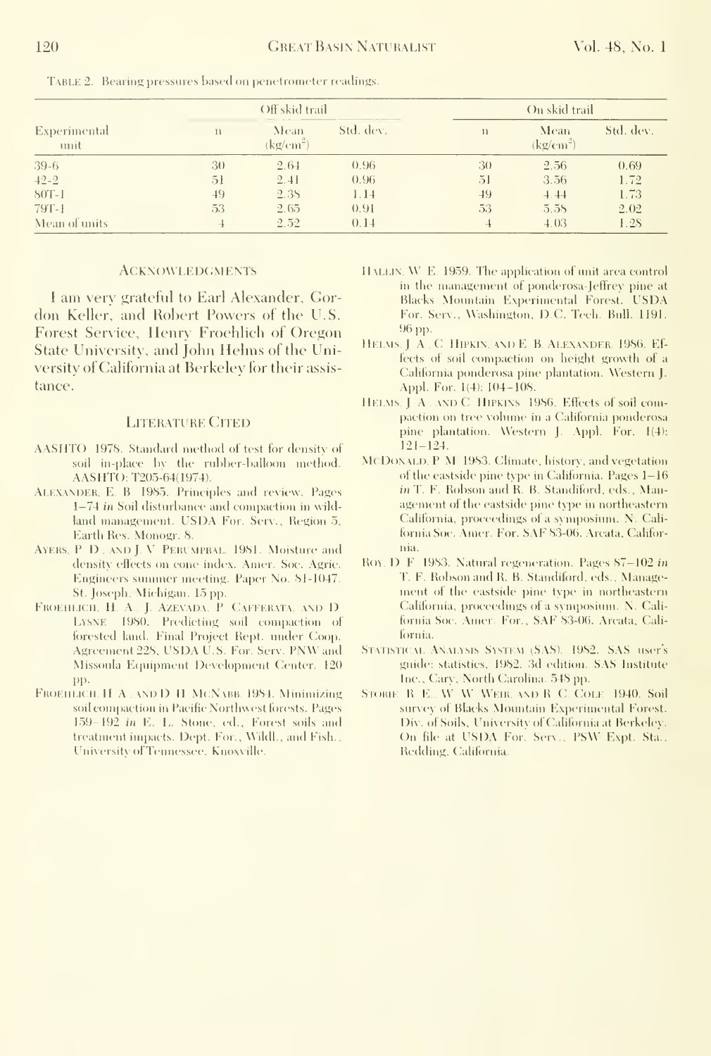TABLE 2. Bearing pressures based on penetrometer readings.

| Experimental unit | Off skid trail | | | On skid trail | | |
|---|---|---|---|---|---|---|
| | n | Mean ($kg/cm^2$) | Std. dev. | n | Mean ($kg/cm^2$) | Std. dev. |
| 39-6 | 30 | 2.64 | 0.96 | 30 | 2.56 | 0.69 |
| 42-2 | 51 | 2.41 | 0.96 | 51 | 3.56 | 1.72 |
| 80T-1 | 49 | 2.38 | 1.14 | 49 | 4.44 | 1.73 |
| 79T-1 | 53 | 2.65 | 0.91 | 53 | 5.58 | 2.02 |
| Mean of units | 4 | 2.52 | 0.14 | 4 | 4.03 | 1.28 |

## Acknowledgments

I am very grateful to Earl Alexander, Gordon Keller, and Robert Powers of the U.S. Forest Service, Henry Froehlich of Oregon State University, and John Helms of the University of California at Berkeley for their assistance.

## Literature Cited

AASHTO. 1978. Standard method of test for density of soil in-place by the rubber-balloon method. AASHTO: T205-64(1974).

ALEXANDER, E. B. 1985. Principles and review. Pages 1–74 *in* Soil disturbance and compaction in wildland management. USDA For. Serv., Region 5, Earth Res. Monogr. 8.

AYERS, P. D., AND J. V. PERUMPRAL. 1981. Moisture and density effects on cone index. Amer. Soc. Agric. Engineers summer meeting. Paper No. 81-1047. St. Joseph, Michigan. 15 pp.

FROEHLICH, H. A., J. AZEVADA, P. CAFFERATA, AND D. LYSNE. 1980. Predicting soil compaction of forested land. Final Project Rept. under Coop. Agreement 228, USDA U.S. For. Serv. PNW and Missoula Equipment Development Center. 120 pp.

FROEHLICH, H. A., AND D. H. MCNABB. 1984. Minimizing soil compaction in Pacific Northwest forests. Pages 159–192 *in* E. L. Stone, ed., Forest soils and treatment impacts. Dept. For., Wildl., and Fish., University of Tennessee, Knoxville.

HALLIN, W. E. 1959. The application of unit area control in the management of ponderosa-Jeffrey pine at Blacks Mountain Experimental Forest. USDA For. Serv., Washington, D.C. Tech. Bull. 1191. 96 pp.

HELMS, J. A., C. HIPKIN, AND E. B. ALEXANDER. 1986. Effects of soil compaction on height growth of a California ponderosa pine plantation. Western J. Appl. For. 1(4): 104–108.

HELMS, J. A., AND C. HIPKINS. 1986. Effects of soil compaction on tree volume in a California ponderosa pine plantation. Western J. Appl. For. 1(4): 121–124.

MCDONALD, P. M. 1983. Climate, history, and vegetation of the eastside pine type in California. Pages 1–16 *in* T. F. Robson and R. B. Standiford, eds., Management of the eastside pine type in northeastern California, proceedings of a symposium. N. California Soc. Amer. For. SAF 83-06. Arcata, California.

ROY, D. F. 1983. Natural regeneration. Pages 87–102 *in* T. F. Robson and R. B. Standiford, eds., Management of the eastside pine type in northeastern California, proceedings of a symposium. N. California Soc. Amer. For., SAF 83-06. Arcata, California.

STATISTICAL ANALYSIS SYSTEM (SAS). 1982. SAS user's guide: statistics, 1982. 3d edition. SAS Institute Inc., Cary, North Carolina. 548 pp.

STORIE, R. E., W. W. WEIR, AND R. C. COLE. 1940. Soil survey of Blacks Mountain Experimental Forest. Div. of Soils, University of California at Berkeley. On file at USDA For. Serv., PSW Expt. Sta., Redding, California.